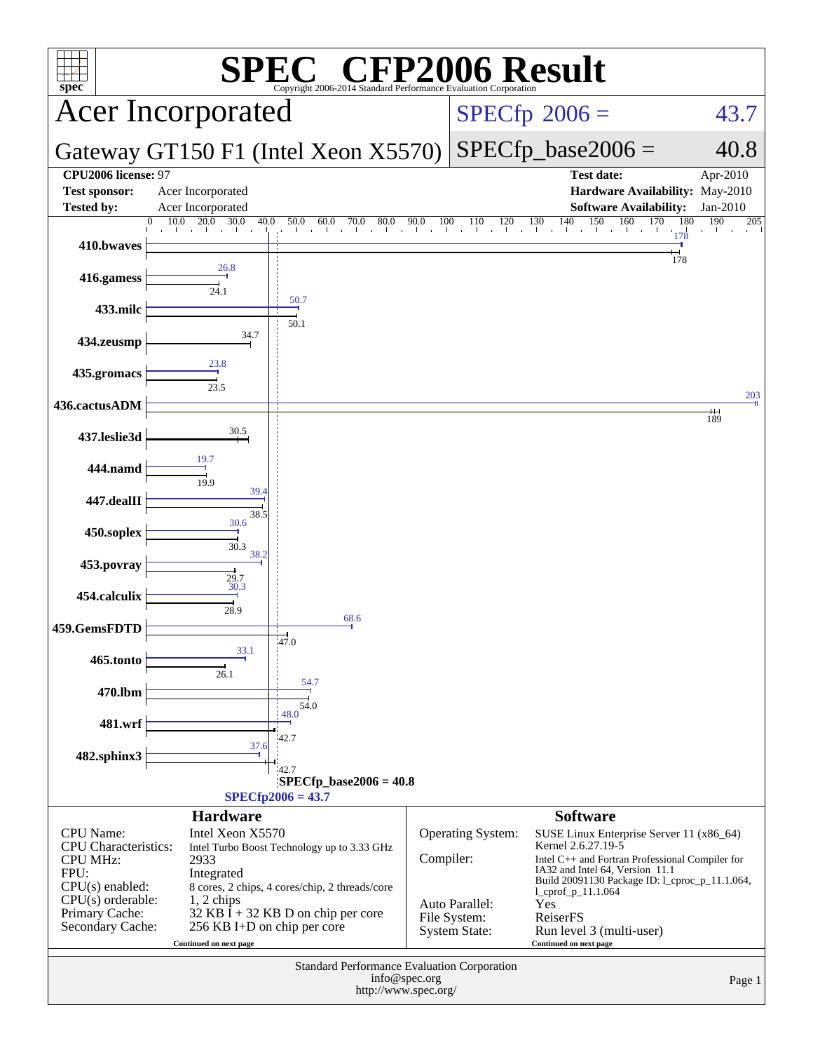# SPEC CFP2006 Result

Copyright 2006-2014 Standard Performance Evaluation Corporation

## Acer Incorporated

**Gateway GT150 F1 (Intel Xeon X5570)**

SPECfp 2006 = 43.7

SPECfp_base2006 = 40.8

| | | | |
|---|---|---|---|
| **CPU2006 license:** 97 | | **Test date:** | Apr-2010 |
| **Test sponsor:** | Acer Incorporated | **Hardware Availability:** | May-2010 |
| **Tested by:** | Acer Incorporated | **Software Availability:** | Jan-2010 |

| Benchmark | Peak | Base |
|---|---|---|
| 410.bwaves | 178 | 178 |
| 416.gamess | 26.8 | 24.1 |
| 433.milc | 50.7 | 50.1 |
| 434.zeusmp | 34.7 | 34.7 |
| 435.gromacs | 23.8 | 23.5 |
| 436.cactusADM | 203 | 189 |
| 437.leslie3d | 30.5 | 30.5 |
| 444.namd | 19.7 | 19.9 |
| 447.dealII | 39.4 | 38.5 |
| 450.soplex | 30.6 | 30.3 |
| 453.povray | 38.2 | 29.7 |
| 454.calculix | 30.3 | 28.9 |
| 459.GemsFDTD | 68.6 | 47.0 |
| 465.tonto | 33.1 | 26.1 |
| 470.lbm | 54.7 | 54.0 |
| 481.wrf | 48.0 | 42.7 |
| 482.sphinx3 | 37.6 | 42.7 |

SPECfp_base2006 = 40.8

SPECfp2006 = 43.7

## Hardware

| | |
|---|---|
| CPU Name: | Intel Xeon X5570 |
| CPU Characteristics: | Intel Turbo Boost Technology up to 3.33 GHz |
| CPU MHz: | 2933 |
| FPU: | Integrated |
| CPU(s) enabled: | 8 cores, 2 chips, 4 cores/chip, 2 threads/core |
| CPU(s) orderable: | 1, 2 chips |
| Primary Cache: | 32 KB I + 32 KB D on chip per core |
| Secondary Cache: | 256 KB I+D on chip per core |

Continued on next page

## Software

| | |
|---|---|
| Operating System: | SUSE Linux Enterprise Server 11 (x86_64) Kernel 2.6.27.19-5 |
| Compiler: | Intel C++ and Fortran Professional Compiler for IA32 and Intel 64, Version 11.1 Build 20091130 Package ID: l_cproc_p_11.1.064, l_cprof_p_11.1.064 |
| Auto Parallel: | Yes |
| File System: | ReiserFS |
| System State: | Run level 3 (multi-user) |

Continued on next page

Standard Performance Evaluation Corporation
info@spec.org
http://www.spec.org/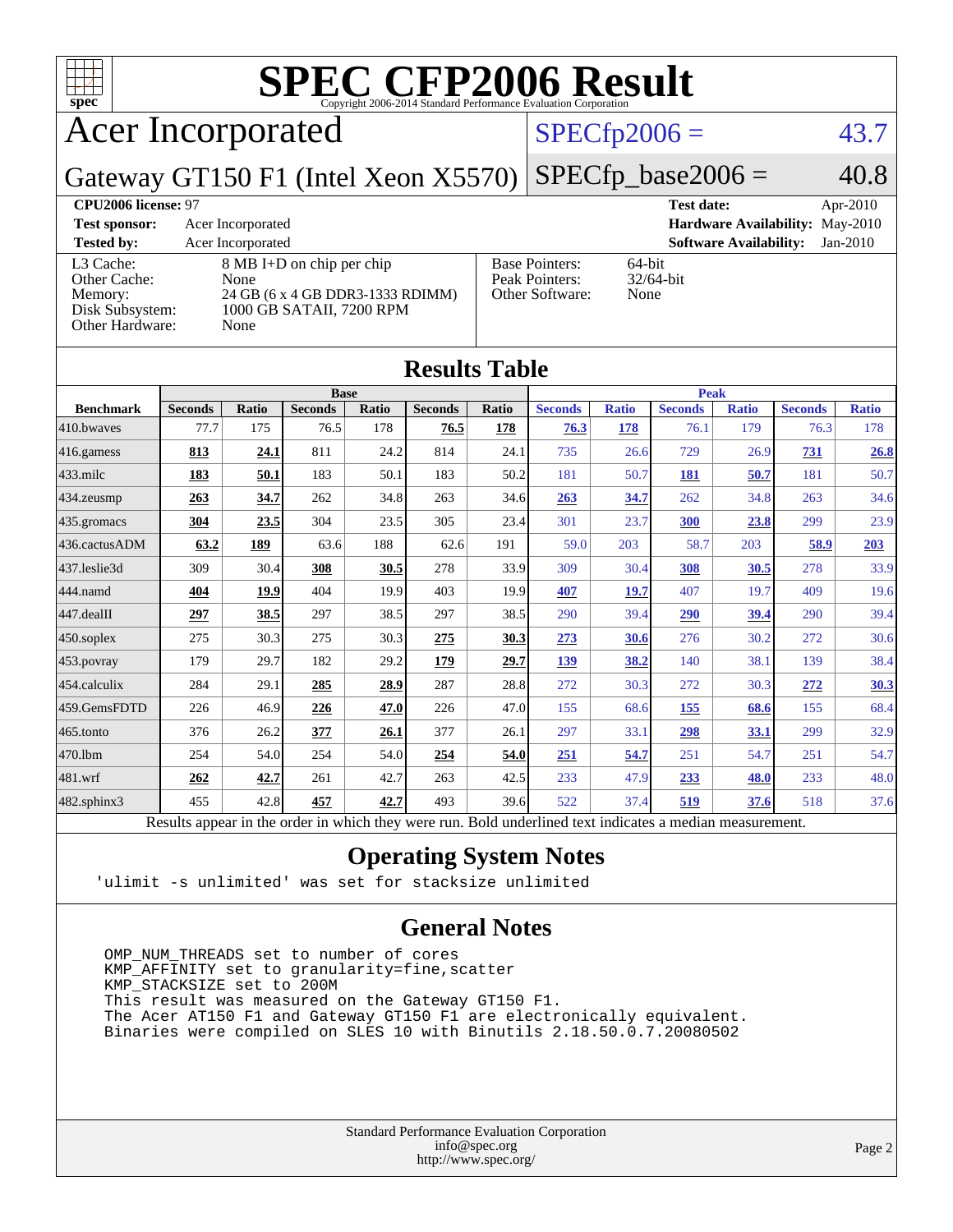# SPEC CFP2006 Result

Copyright 2006-2014 Standard Performance Evaluation Corporation

## Acer Incorporated

**Gateway GT150 F1 (Intel Xeon X5570)**

SPECfp2006 = 43.7

SPECfp_base2006 = 40.8

| | | | |
|---|---|---|---|
| **CPU2006 license:** 97 | | **Test date:** | Apr-2010 |
| **Test sponsor:** | Acer Incorporated | **Hardware Availability:** | May-2010 |
| **Tested by:** | Acer Incorporated | **Software Availability:** | Jan-2010 |

| | |
|---|---|
| L3 Cache: | 8 MB I+D on chip per chip |
| Other Cache: | None |
| Memory: | 24 GB (6 x 4 GB DDR3-1333 RDIMM) |
| Disk Subsystem: | 1000 GB SATAII, 7200 RPM |
| Other Hardware: | None |

| | |
|---|---|
| Base Pointers: | 64-bit |
| Peak Pointers: | 32/64-bit |
| Other Software: | None |

## Results Table

| | Base | | | | | | Peak | | | | | |
|---|---|---|---|---|---|---|---|---|---|---|---|---|
| **Benchmark** | **Seconds** | **Ratio** | **Seconds** | **Ratio** | **Seconds** | **Ratio** | **Seconds** | **Ratio** | **Seconds** | **Ratio** | **Seconds** | **Ratio** |
| 410.bwaves | 77.7 | 175 | 76.5 | 178 | **76.5** | **178** | **76.3** | **178** | 76.1 | 179 | 76.3 | 178 |
| 416.gamess | **813** | **24.1** | 811 | 24.2 | 814 | 24.1 | 735 | 26.6 | 729 | 26.9 | **731** | **26.8** |
| 433.milc | **183** | **50.1** | 183 | 50.1 | 183 | 50.2 | 181 | 50.7 | **181** | **50.7** | 181 | 50.7 |
| 434.zeusmp | **263** | **34.7** | 262 | 34.8 | 263 | 34.6 | **263** | **34.7** | 262 | 34.8 | 263 | 34.6 |
| 435.gromacs | **304** | **23.5** | 304 | 23.5 | 305 | 23.4 | 301 | 23.7 | **300** | **23.8** | 299 | 23.9 |
| 436.cactusADM | **63.2** | **189** | 63.6 | 188 | 62.6 | 191 | 59.0 | 203 | 58.7 | 203 | **58.9** | **203** |
| 437.leslie3d | 309 | 30.4 | **308** | **30.5** | 278 | 33.9 | 309 | 30.4 | **308** | **30.5** | 278 | 33.9 |
| 444.namd | **404** | **19.9** | 404 | 19.9 | 403 | 19.9 | **407** | **19.7** | 407 | 19.7 | 409 | 19.6 |
| 447.dealII | **297** | **38.5** | 297 | 38.5 | 297 | 38.5 | 290 | 39.4 | **290** | **39.4** | 290 | 39.4 |
| 450.soplex | 275 | 30.3 | 275 | 30.3 | **275** | **30.3** | **273** | **30.6** | 276 | 30.2 | 272 | 30.6 |
| 453.povray | 179 | 29.7 | 182 | 29.2 | **179** | **29.7** | **139** | **38.2** | 140 | 38.1 | 139 | 38.4 |
| 454.calculix | 284 | 29.1 | **285** | **28.9** | 287 | 28.8 | 272 | 30.3 | 272 | 30.3 | **272** | **30.3** |
| 459.GemsFDTD | 226 | 46.9 | **226** | **47.0** | 226 | 47.0 | 155 | 68.6 | **155** | **68.6** | 155 | 68.4 |
| 465.tonto | 376 | 26.2 | **377** | **26.1** | 377 | 26.1 | 297 | 33.1 | **298** | **33.1** | 299 | 32.9 |
| 470.lbm | 254 | 54.0 | 254 | 54.0 | **254** | **54.0** | **251** | **54.7** | 251 | 54.7 | 251 | 54.7 |
| 481.wrf | **262** | **42.7** | 261 | 42.7 | 263 | 42.5 | 233 | 47.9 | **233** | **48.0** | 233 | 48.0 |
| 482.sphinx3 | 455 | 42.8 | **457** | **42.7** | 493 | 39.6 | 522 | 37.4 | **519** | **37.6** | 518 | 37.6 |

Results appear in the order in which they were run. Bold underlined text indicates a median measurement.

## Operating System Notes

```
'ulimit -s unlimited' was set for stacksize unlimited
```

## General Notes

```
OMP_NUM_THREADS set to number of cores
KMP_AFFINITY set to granularity=fine,scatter
KMP_STACKSIZE set to 200M
This result was measured on the Gateway GT150 F1.
The Acer AT150 F1 and Gateway GT150 F1 are electronically equivalent.
Binaries were compiled on SLES 10 with Binutils 2.18.50.0.7.20080502
```

Standard Performance Evaluation Corporation
info@spec.org
http://www.spec.org/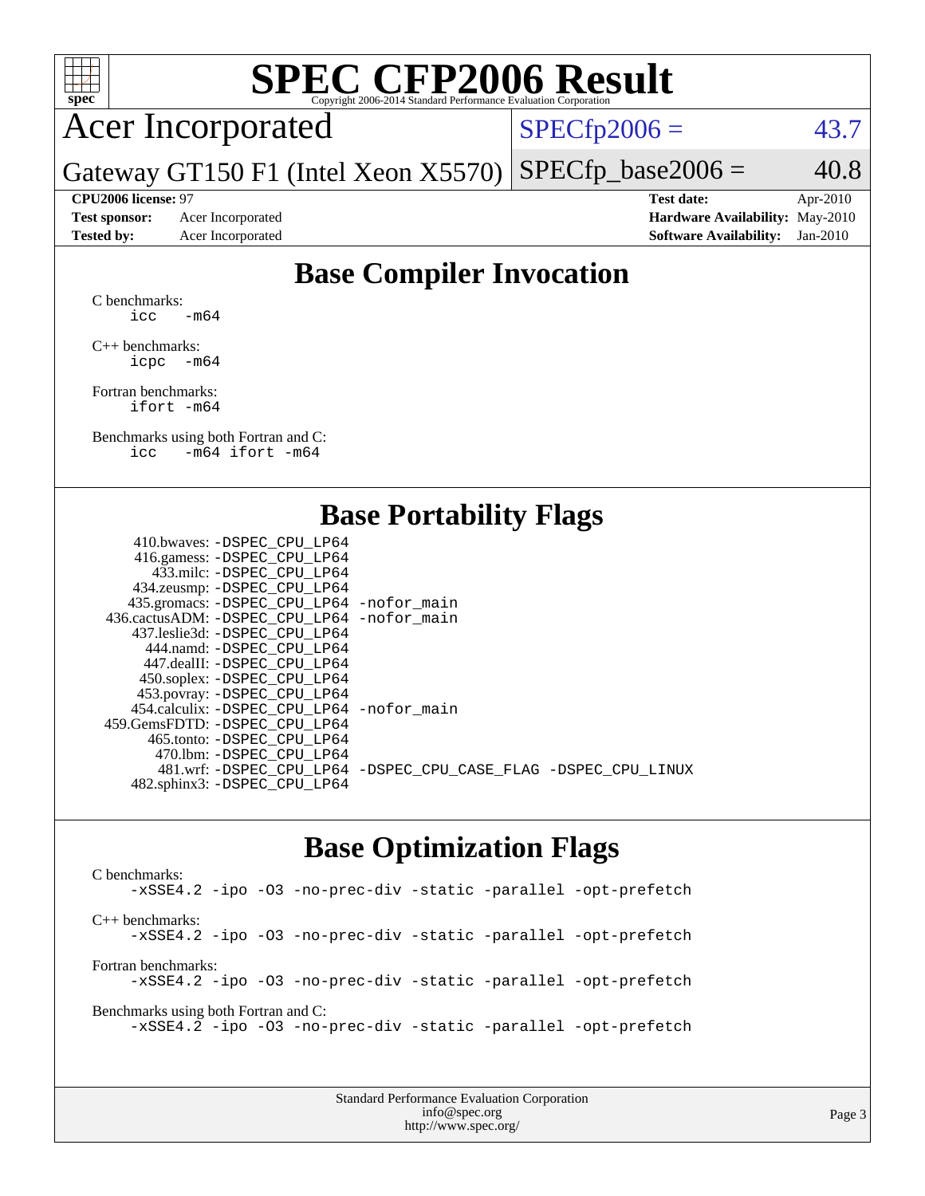# SPEC CFP2006 Result

Copyright 2006-2014 Standard Performance Evaluation Corporation

**Acer Incorporated**

**Gateway GT150 F1 (Intel Xeon X5570)**

SPECfp2006 = 43.7

SPECfp_base2006 = 40.8

| | | | |
|---|---|---|---|
| **CPU2006 license:** 97 | | **Test date:** | Apr-2010 |
| **Test sponsor:** | Acer Incorporated | **Hardware Availability:** | May-2010 |
| **Tested by:** | Acer Incorporated | **Software Availability:** | Jan-2010 |

## Base Compiler Invocation

C benchmarks:
```
icc   -m64
```

C++ benchmarks:
```
icpc  -m64
```

Fortran benchmarks:
```
ifort -m64
```

Benchmarks using both Fortran and C:
```
icc   -m64 ifort -m64
```

## Base Portability Flags

| Benchmark | Flags |
|---|---|
| 410.bwaves: | -DSPEC_CPU_LP64 |
| 416.gamess: | -DSPEC_CPU_LP64 |
| 433.milc: | -DSPEC_CPU_LP64 |
| 434.zeusmp: | -DSPEC_CPU_LP64 |
| 435.gromacs: | -DSPEC_CPU_LP64 -nofor_main |
| 436.cactusADM: | -DSPEC_CPU_LP64 -nofor_main |
| 437.leslie3d: | -DSPEC_CPU_LP64 |
| 444.namd: | -DSPEC_CPU_LP64 |
| 447.dealII: | -DSPEC_CPU_LP64 |
| 450.soplex: | -DSPEC_CPU_LP64 |
| 453.povray: | -DSPEC_CPU_LP64 |
| 454.calculix: | -DSPEC_CPU_LP64 -nofor_main |
| 459.GemsFDTD: | -DSPEC_CPU_LP64 |
| 465.tonto: | -DSPEC_CPU_LP64 |
| 470.lbm: | -DSPEC_CPU_LP64 |
| 481.wrf: | -DSPEC_CPU_LP64 -DSPEC_CPU_CASE_FLAG -DSPEC_CPU_LINUX |
| 482.sphinx3: | -DSPEC_CPU_LP64 |

## Base Optimization Flags

C benchmarks:
```
-xSSE4.2 -ipo -O3 -no-prec-div -static -parallel -opt-prefetch
```

C++ benchmarks:
```
-xSSE4.2 -ipo -O3 -no-prec-div -static -parallel -opt-prefetch
```

Fortran benchmarks:
```
-xSSE4.2 -ipo -O3 -no-prec-div -static -parallel -opt-prefetch
```

Benchmarks using both Fortran and C:
```
-xSSE4.2 -ipo -O3 -no-prec-div -static -parallel -opt-prefetch
```

Standard Performance Evaluation Corporation
info@spec.org
http://www.spec.org/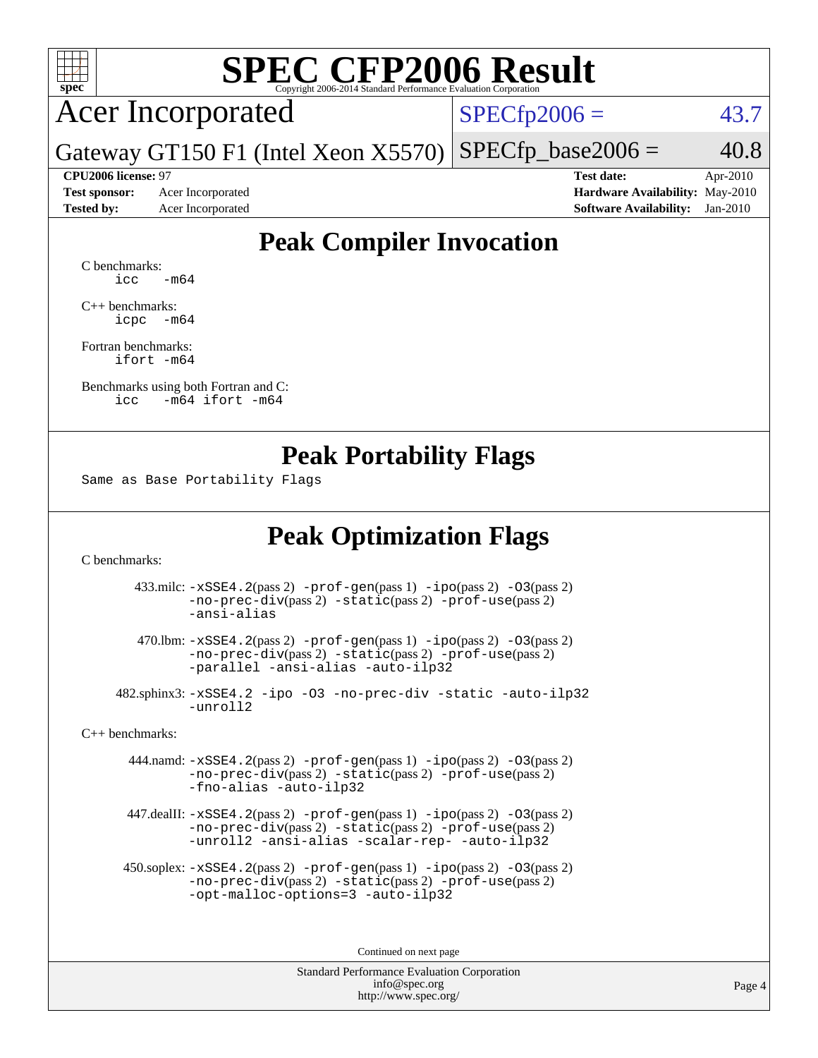# SPEC CFP2006 Result

Copyright 2006-2014 Standard Performance Evaluation Corporation

## Acer Incorporated

Gateway GT150 F1 (Intel Xeon X5570)

SPECfp2006 = 43.7

SPECfp_base2006 = 40.8

**CPU2006 license:** 97
**Test sponsor:** Acer Incorporated
**Tested by:** Acer Incorporated

**Test date:** Apr-2010
**Hardware Availability:** May-2010
**Software Availability:** Jan-2010

## Peak Compiler Invocation

C benchmarks:
```
icc   -m64
```

C++ benchmarks:
```
icpc  -m64
```

Fortran benchmarks:
```
ifort -m64
```

Benchmarks using both Fortran and C:
```
icc   -m64 ifort -m64
```

## Peak Portability Flags

Same as Base Portability Flags

## Peak Optimization Flags

C benchmarks:

433.milc: -xSSE4.2(pass 2) -prof-gen(pass 1) -ipo(pass 2) -O3(pass 2) -no-prec-div(pass 2) -static(pass 2) -prof-use(pass 2) -ansi-alias

470.lbm: -xSSE4.2(pass 2) -prof-gen(pass 1) -ipo(pass 2) -O3(pass 2) -no-prec-div(pass 2) -static(pass 2) -prof-use(pass 2) -parallel -ansi-alias -auto-ilp32

482.sphinx3: -xSSE4.2 -ipo -O3 -no-prec-div -static -auto-ilp32 -unroll2

C++ benchmarks:

444.namd: -xSSE4.2(pass 2) -prof-gen(pass 1) -ipo(pass 2) -O3(pass 2) -no-prec-div(pass 2) -static(pass 2) -prof-use(pass 2) -fno-alias -auto-ilp32

447.dealII: -xSSE4.2(pass 2) -prof-gen(pass 1) -ipo(pass 2) -O3(pass 2) -no-prec-div(pass 2) -static(pass 2) -prof-use(pass 2) -unroll2 -ansi-alias -scalar-rep- -auto-ilp32

450.soplex: -xSSE4.2(pass 2) -prof-gen(pass 1) -ipo(pass 2) -O3(pass 2) -no-prec-div(pass 2) -static(pass 2) -prof-use(pass 2) -opt-malloc-options=3 -auto-ilp32

Continued on next page

Standard Performance Evaluation Corporation
info@spec.org
http://www.spec.org/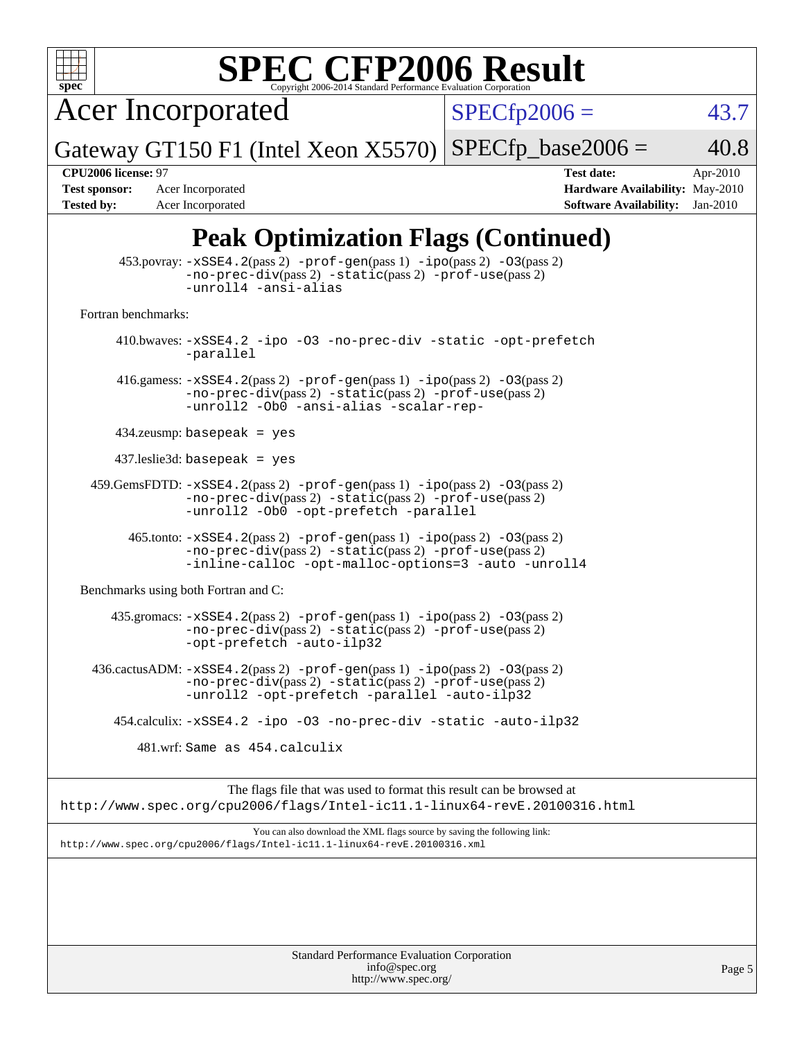# SPEC CFP2006 Result

Copyright 2006-2014 Standard Performance Evaluation Corporation

**Acer Incorporated**

**Gateway GT150 F1 (Intel Xeon X5570)**

SPECfp2006 = 43.7

SPECfp_base2006 = 40.8

| | | | |
|---|---|---|---|
| **CPU2006 license:** 97 | | **Test date:** | Apr-2010 |
| **Test sponsor:** | Acer Incorporated | **Hardware Availability:** | May-2010 |
| **Tested by:** | Acer Incorporated | **Software Availability:** | Jan-2010 |

## Peak Optimization Flags (Continued)

453.povray: `-xSSE4.2`(pass 2) `-prof-gen`(pass 1) `-ipo`(pass 2) `-O3`(pass 2) `-no-prec-div`(pass 2) `-static`(pass 2) `-prof-use`(pass 2) `-unroll4 -ansi-alias`

Fortran benchmarks:

410.bwaves: `-xSSE4.2 -ipo -O3 -no-prec-div -static -opt-prefetch -parallel`

416.gamess: `-xSSE4.2`(pass 2) `-prof-gen`(pass 1) `-ipo`(pass 2) `-O3`(pass 2) `-no-prec-div`(pass 2) `-static`(pass 2) `-prof-use`(pass 2) `-unroll2 -Ob0 -ansi-alias -scalar-rep-`

434.zeusmp: `basepeak = yes`

437.leslie3d: `basepeak = yes`

459.GemsFDTD: `-xSSE4.2`(pass 2) `-prof-gen`(pass 1) `-ipo`(pass 2) `-O3`(pass 2) `-no-prec-div`(pass 2) `-static`(pass 2) `-prof-use`(pass 2) `-unroll2 -Ob0 -opt-prefetch -parallel`

465.tonto: `-xSSE4.2`(pass 2) `-prof-gen`(pass 1) `-ipo`(pass 2) `-O3`(pass 2) `-no-prec-div`(pass 2) `-static`(pass 2) `-prof-use`(pass 2) `-inline-calloc -opt-malloc-options=3 -auto -unroll4`

Benchmarks using both Fortran and C:

435.gromacs: `-xSSE4.2`(pass 2) `-prof-gen`(pass 1) `-ipo`(pass 2) `-O3`(pass 2) `-no-prec-div`(pass 2) `-static`(pass 2) `-prof-use`(pass 2) `-opt-prefetch -auto-ilp32`

436.cactusADM: `-xSSE4.2`(pass 2) `-prof-gen`(pass 1) `-ipo`(pass 2) `-O3`(pass 2) `-no-prec-div`(pass 2) `-static`(pass 2) `-prof-use`(pass 2) `-unroll2 -opt-prefetch -parallel -auto-ilp32`

454.calculix: `-xSSE4.2 -ipo -O3 -no-prec-div -static -auto-ilp32`

481.wrf: `Same as 454.calculix`

The flags file that was used to format this result can be browsed at
`http://www.spec.org/cpu2006/flags/Intel-ic11.1-linux64-revE.20100316.html`

You can also download the XML flags source by saving the following link:
`http://www.spec.org/cpu2006/flags/Intel-ic11.1-linux64-revE.20100316.xml`

Standard Performance Evaluation Corporation
info@spec.org
http://www.spec.org/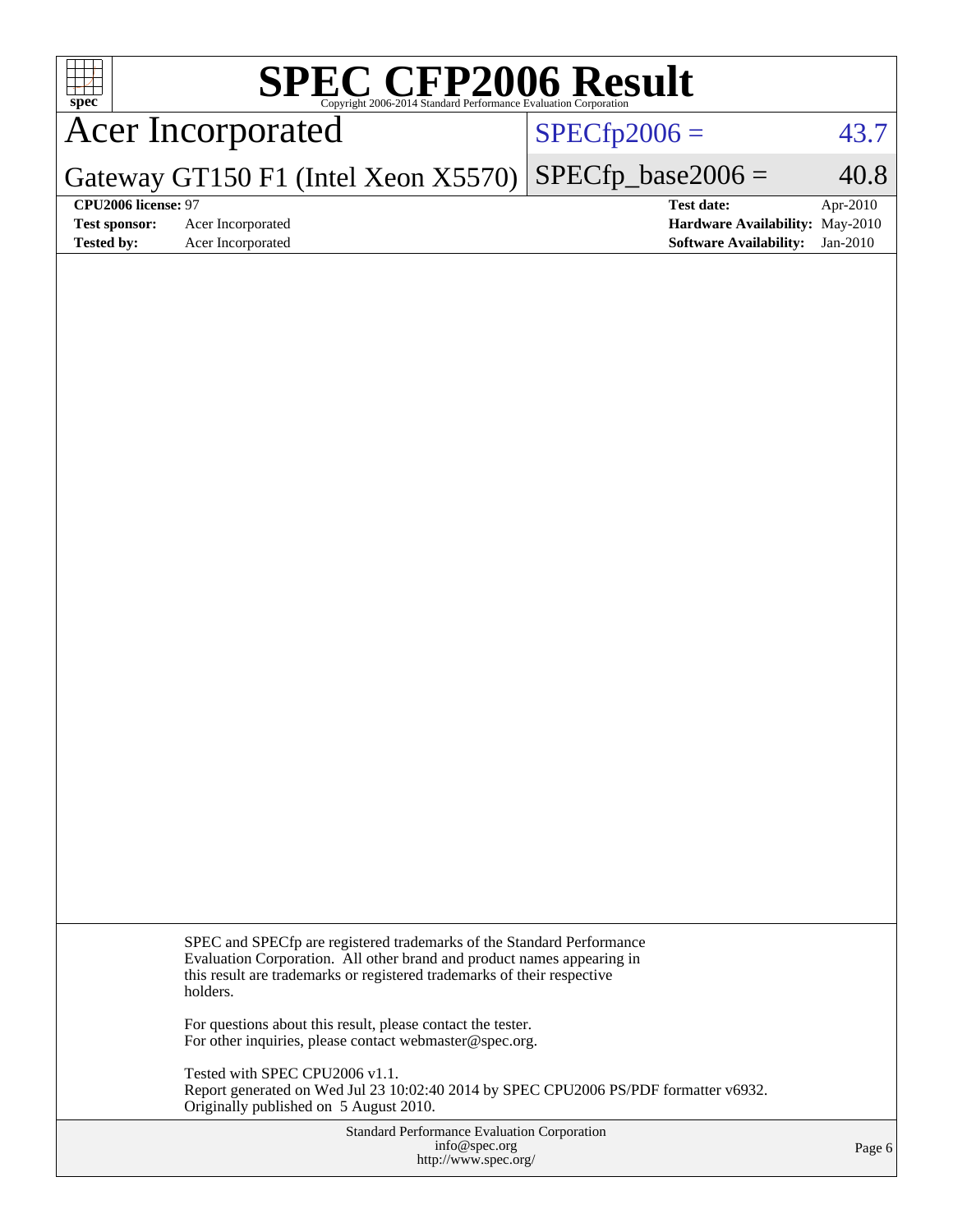# SPEC CFP2006 Result

Copyright 2006-2014 Standard Performance Evaluation Corporation

## Acer Incorporated

Gateway GT150 F1 (Intel Xeon X5570)

SPECfp2006 = 43.7

SPECfp_base2006 = 40.8

**CPU2006 license:** 97
**Test sponsor:** Acer Incorporated
**Tested by:** Acer Incorporated

**Test date:** Apr-2010
**Hardware Availability:** May-2010
**Software Availability:** Jan-2010

SPEC and SPECfp are registered trademarks of the Standard Performance Evaluation Corporation. All other brand and product names appearing in this result are trademarks or registered trademarks of their respective holders.

For questions about this result, please contact the tester.
For other inquiries, please contact webmaster@spec.org.

Tested with SPEC CPU2006 v1.1.
Report generated on Wed Jul 23 10:02:40 2014 by SPEC CPU2006 PS/PDF formatter v6932.
Originally published on 5 August 2010.

Standard Performance Evaluation Corporation
info@spec.org
http://www.spec.org/